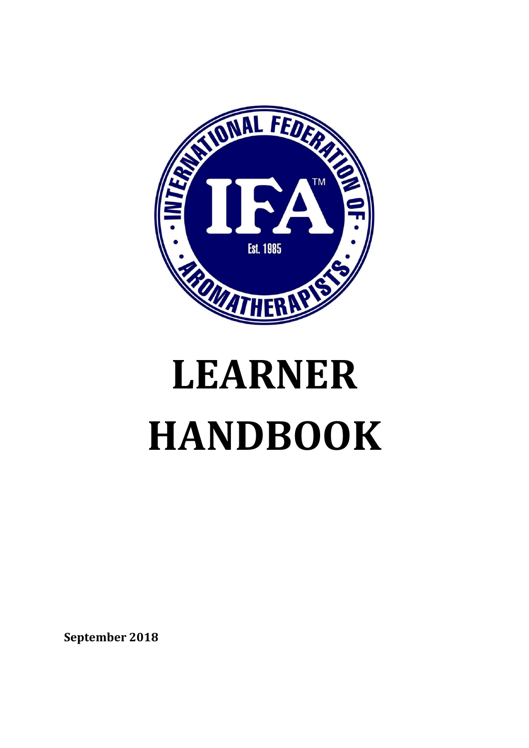INTERNATIONAL FEDERATION OF AROMATHERAPISTS

IFA™

Est. 1985

# LEARNER HANDBOOK

**September 2018**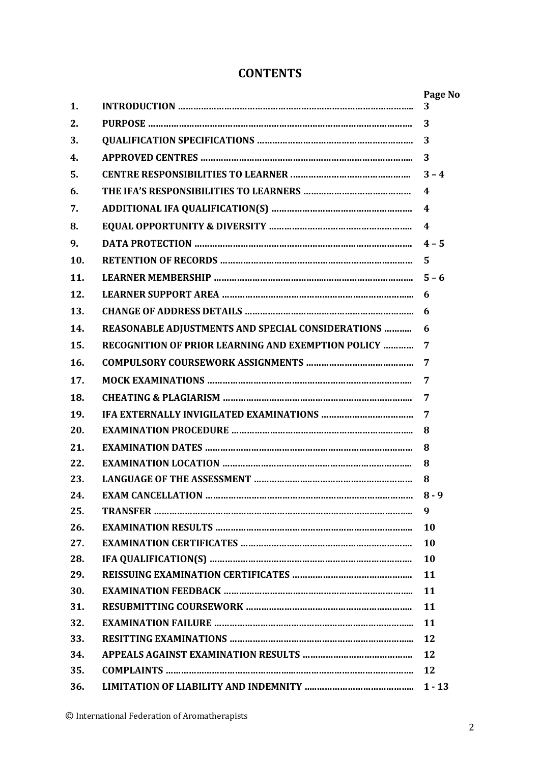# CONTENTS

| | | Page No |
|---|---|---|
| 1. | INTRODUCTION | 3 |
| 2. | PURPOSE | 3 |
| 3. | QUALIFICATION SPECIFICATIONS | 3 |
| 4. | APPROVED CENTRES | 3 |
| 5. | CENTRE RESPONSIBILITIES TO LEARNER | 3 – 4 |
| 6. | THE IFA'S RESPONSIBILITIES TO LEARNERS | 4 |
| 7. | ADDITIONAL IFA QUALIFICATION(S) | 4 |
| 8. | EQUAL OPPORTUNITY & DIVERSITY | 4 |
| 9. | DATA PROTECTION | 4 – 5 |
| 10. | RETENTION OF RECORDS | 5 |
| 11. | LEARNER MEMBERSHIP | 5 – 6 |
| 12. | LEARNER SUPPORT AREA | 6 |
| 13. | CHANGE OF ADDRESS DETAILS | 6 |
| 14. | REASONABLE ADJUSTMENTS AND SPECIAL CONSIDERATIONS | 6 |
| 15. | RECOGNITION OF PRIOR LEARNING AND EXEMPTION POLICY | 7 |
| 16. | COMPULSORY COURSEWORK ASSIGNMENTS | 7 |
| 17. | MOCK EXAMINATIONS | 7 |
| 18. | CHEATING & PLAGIARISM | 7 |
| 19. | IFA EXTERNALLY INVIGILATED EXAMINATIONS | 7 |
| 20. | EXAMINATION PROCEDURE | 8 |
| 21. | EXAMINATION DATES | 8 |
| 22. | EXAMINATION LOCATION | 8 |
| 23. | LANGUAGE OF THE ASSESSMENT | 8 |
| 24. | EXAM CANCELLATION | 8 - 9 |
| 25. | TRANSFER | 9 |
| 26. | EXAMINATION RESULTS | 10 |
| 27. | EXAMINATION CERTIFICATES | 10 |
| 28. | IFA QUALIFICATION(S) | 10 |
| 29. | REISSUING EXAMINATION CERTIFICATES | 11 |
| 30. | EXAMINATION FEEDBACK | 11 |
| 31. | RESUBMITTING COURSEWORK | 11 |
| 32. | EXAMINATION FAILURE | 11 |
| 33. | RESITTING EXAMINATIONS | 12 |
| 34. | APPEALS AGAINST EXAMINATION RESULTS | 12 |
| 35. | COMPLAINTS | 12 |
| 36. | LIMITATION OF LIABILITY AND INDEMNITY | 1 - 13 |

© International Federation of Aromatherapists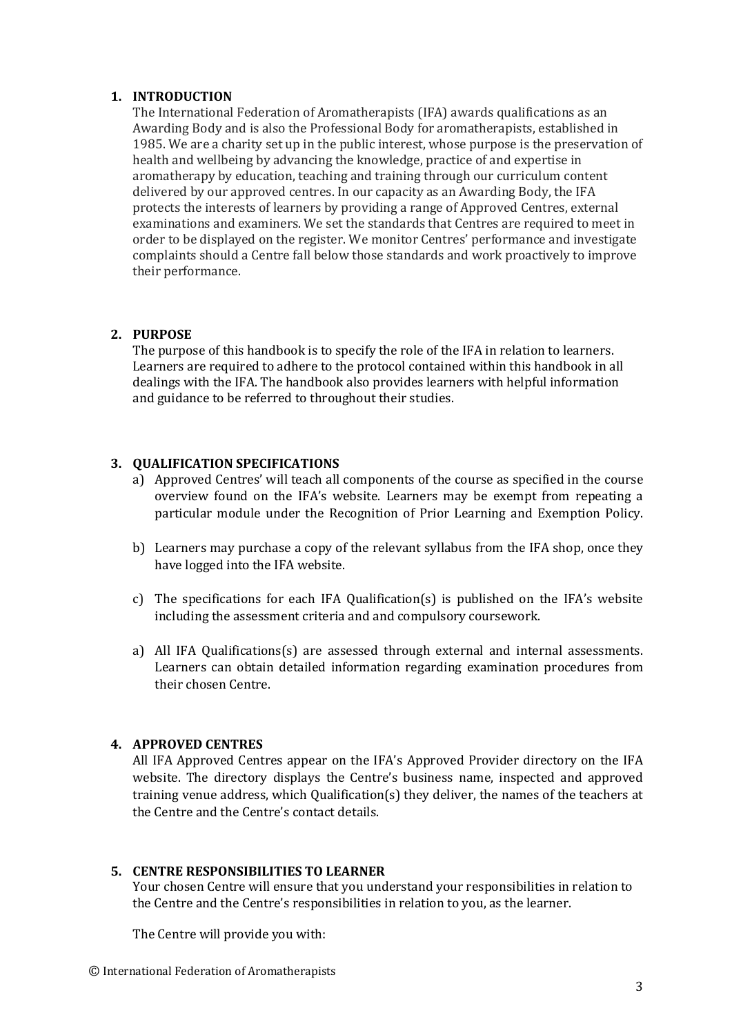## 1. INTRODUCTION

The International Federation of Aromatherapists (IFA) awards qualifications as an Awarding Body and is also the Professional Body for aromatherapists, established in 1985. We are a charity set up in the public interest, whose purpose is the preservation of health and wellbeing by advancing the knowledge, practice of and expertise in aromatherapy by education, teaching and training through our curriculum content delivered by our approved centres. In our capacity as an Awarding Body, the IFA protects the interests of learners by providing a range of Approved Centres, external examinations and examiners. We set the standards that Centres are required to meet in order to be displayed on the register. We monitor Centres' performance and investigate complaints should a Centre fall below those standards and work proactively to improve their performance.

## 2. PURPOSE

The purpose of this handbook is to specify the role of the IFA in relation to learners. Learners are required to adhere to the protocol contained within this handbook in all dealings with the IFA. The handbook also provides learners with helpful information and guidance to be referred to throughout their studies.

## 3. QUALIFICATION SPECIFICATIONS

a) Approved Centres' will teach all components of the course as specified in the course overview found on the IFA's website. Learners may be exempt from repeating a particular module under the Recognition of Prior Learning and Exemption Policy.

b) Learners may purchase a copy of the relevant syllabus from the IFA shop, once they have logged into the IFA website.

c) The specifications for each IFA Qualification(s) is published on the IFA's website including the assessment criteria and and compulsory coursework.

a) All IFA Qualifications(s) are assessed through external and internal assessments. Learners can obtain detailed information regarding examination procedures from their chosen Centre.

## 4. APPROVED CENTRES

All IFA Approved Centres appear on the IFA's Approved Provider directory on the IFA website. The directory displays the Centre's business name, inspected and approved training venue address, which Qualification(s) they deliver, the names of the teachers at the Centre and the Centre's contact details.

## 5. CENTRE RESPONSIBILITIES TO LEARNER

Your chosen Centre will ensure that you understand your responsibilities in relation to the Centre and the Centre's responsibilities in relation to you, as the learner.

The Centre will provide you with: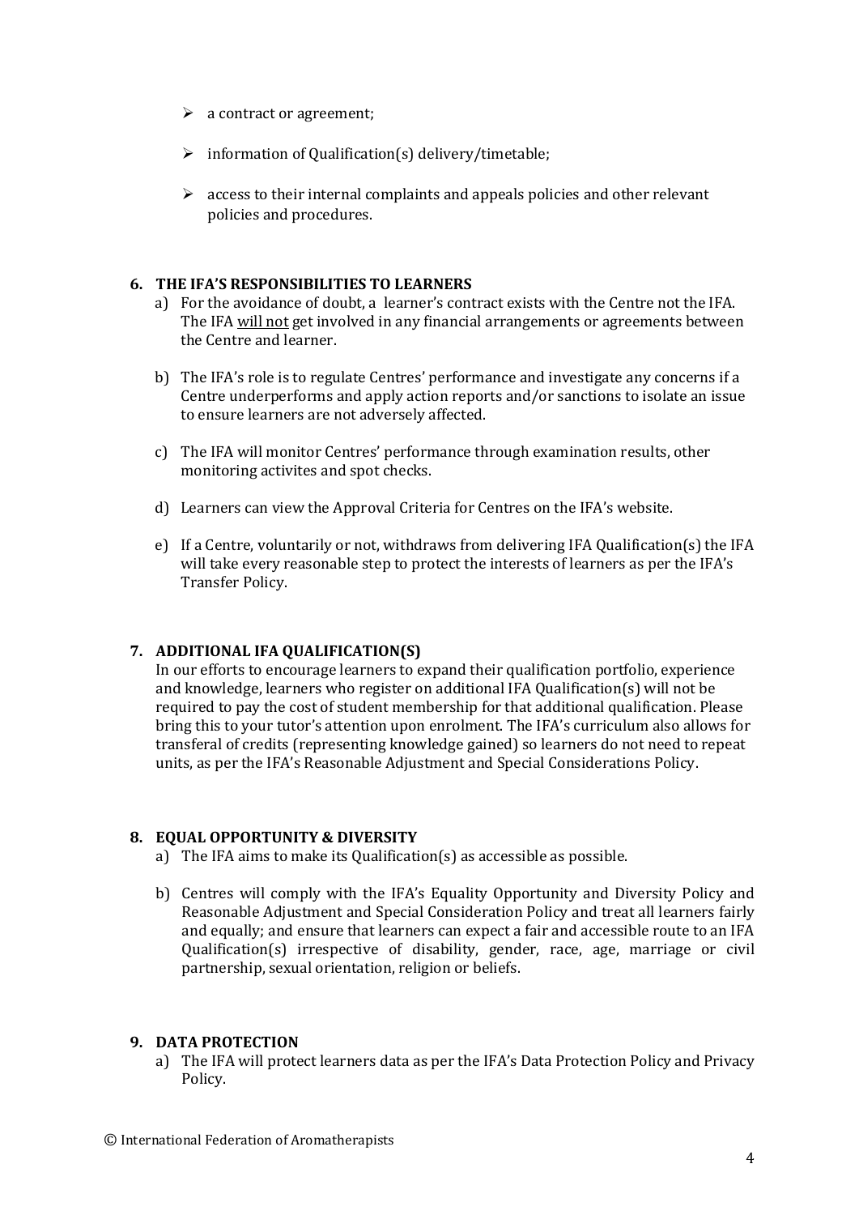- a contract or agreement;
- information of Qualification(s) delivery/timetable;
- access to their internal complaints and appeals policies and other relevant policies and procedures.

## 6. THE IFA'S RESPONSIBILITIES TO LEARNERS

a) For the avoidance of doubt, a learner's contract exists with the Centre not the IFA. The IFA <u>will not</u> get involved in any financial arrangements or agreements between the Centre and learner.

b) The IFA's role is to regulate Centres' performance and investigate any concerns if a Centre underperforms and apply action reports and/or sanctions to isolate an issue to ensure learners are not adversely affected.

c) The IFA will monitor Centres' performance through examination results, other monitoring activites and spot checks.

d) Learners can view the Approval Criteria for Centres on the IFA's website.

e) If a Centre, voluntarily or not, withdraws from delivering IFA Qualification(s) the IFA will take every reasonable step to protect the interests of learners as per the IFA's Transfer Policy.

## 7. ADDITIONAL IFA QUALIFICATION(S)

In our efforts to encourage learners to expand their qualification portfolio, experience and knowledge, learners who register on additional IFA Qualification(s) will not be required to pay the cost of student membership for that additional qualification. Please bring this to your tutor's attention upon enrolment. The IFA's curriculum also allows for transferal of credits (representing knowledge gained) so learners do not need to repeat units, as per the IFA's Reasonable Adjustment and Special Considerations Policy.

## 8. EQUAL OPPORTUNITY & DIVERSITY

a) The IFA aims to make its Qualification(s) as accessible as possible.

b) Centres will comply with the IFA's Equality Opportunity and Diversity Policy and Reasonable Adjustment and Special Consideration Policy and treat all learners fairly and equally; and ensure that learners can expect a fair and accessible route to an IFA Qualification(s) irrespective of disability, gender, race, age, marriage or civil partnership, sexual orientation, religion or beliefs.

## 9. DATA PROTECTION

a) The IFA will protect learners data as per the IFA's Data Protection Policy and Privacy Policy.

© International Federation of Aromatherapists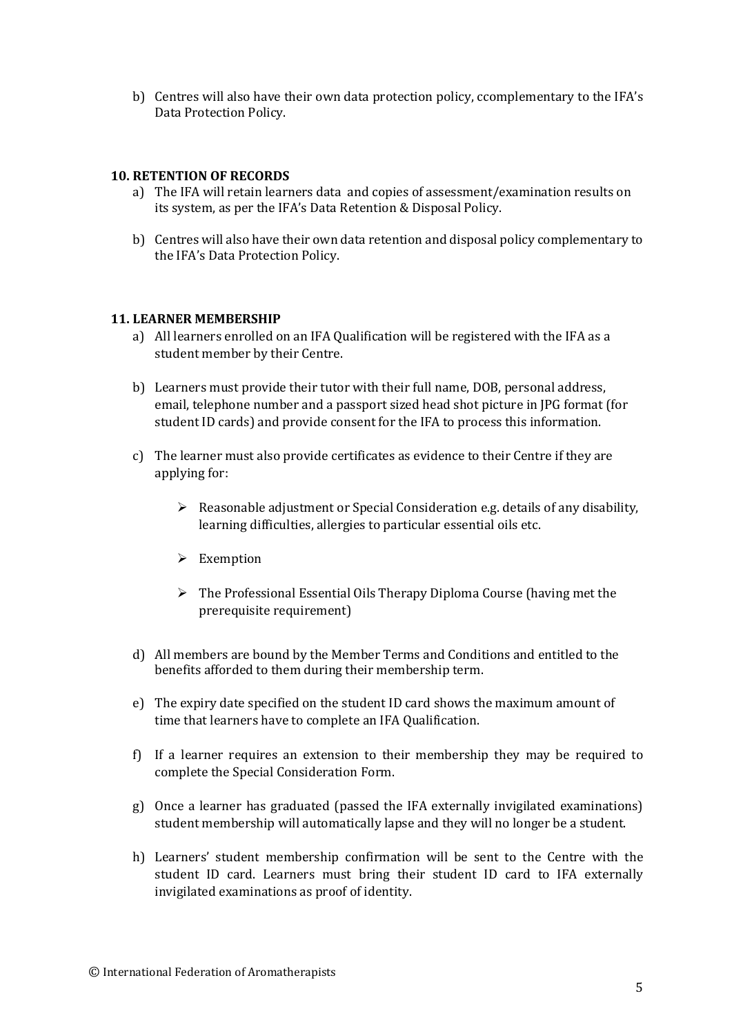b) Centres will also have their own data protection policy, ccomplementary to the IFA's Data Protection Policy.

## 10. RETENTION OF RECORDS

a) The IFA will retain learners data and copies of assessment/examination results on its system, as per the IFA's Data Retention & Disposal Policy.

b) Centres will also have their own data retention and disposal policy complementary to the IFA's Data Protection Policy.

## 11. LEARNER MEMBERSHIP

a) All learners enrolled on an IFA Qualification will be registered with the IFA as a student member by their Centre.

b) Learners must provide their tutor with their full name, DOB, personal address, email, telephone number and a passport sized head shot picture in JPG format (for student ID cards) and provide consent for the IFA to process this information.

c) The learner must also provide certificates as evidence to their Centre if they are applying for:

- Reasonable adjustment or Special Consideration e.g. details of any disability, learning difficulties, allergies to particular essential oils etc.
- Exemption
- The Professional Essential Oils Therapy Diploma Course (having met the prerequisite requirement)

d) All members are bound by the Member Terms and Conditions and entitled to the benefits afforded to them during their membership term.

e) The expiry date specified on the student ID card shows the maximum amount of time that learners have to complete an IFA Qualification.

f) If a learner requires an extension to their membership they may be required to complete the Special Consideration Form.

g) Once a learner has graduated (passed the IFA externally invigilated examinations) student membership will automatically lapse and they will no longer be a student.

h) Learners' student membership confirmation will be sent to the Centre with the student ID card. Learners must bring their student ID card to IFA externally invigilated examinations as proof of identity.

© International Federation of Aromatherapists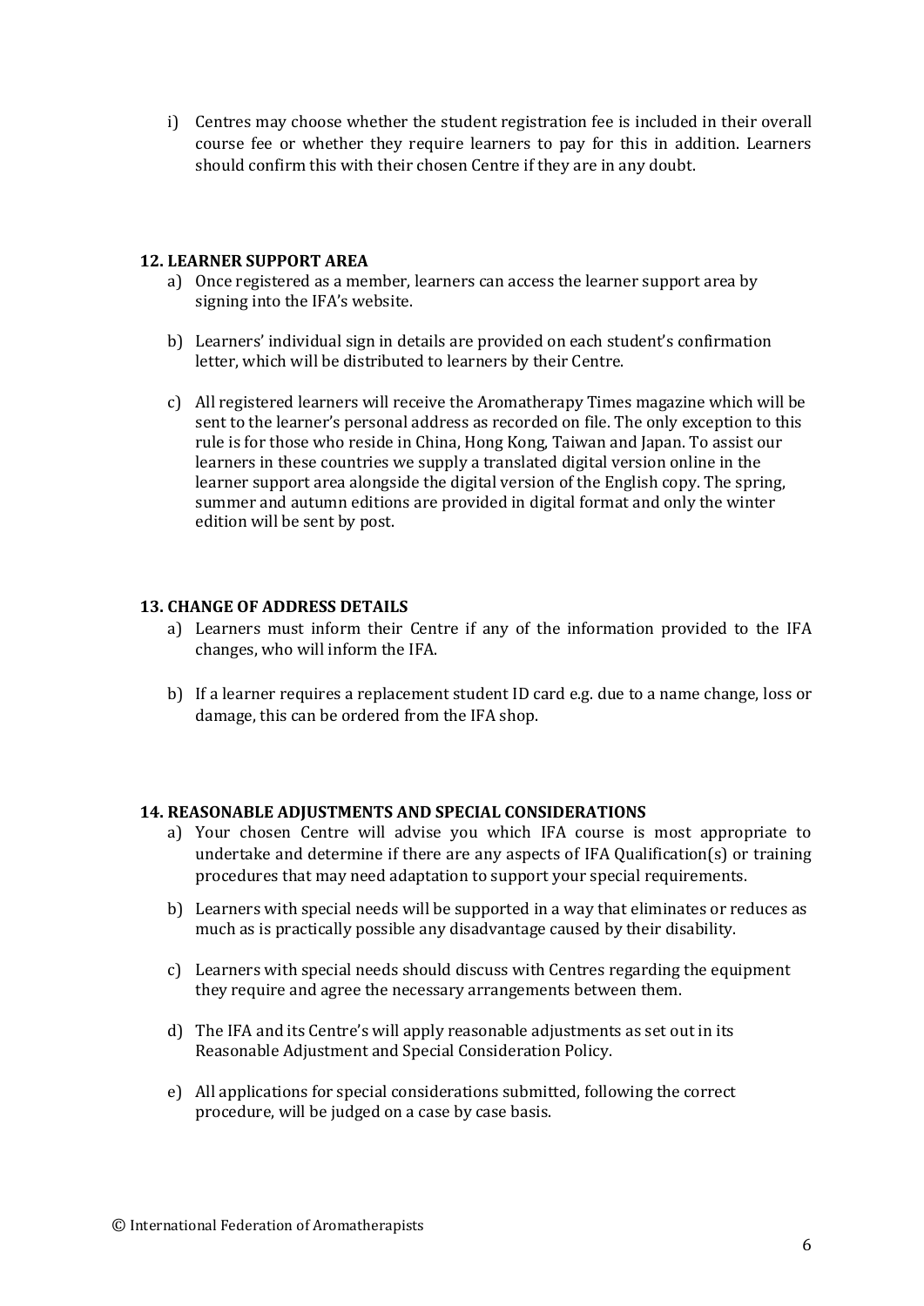i) Centres may choose whether the student registration fee is included in their overall course fee or whether they require learners to pay for this in addition. Learners should confirm this with their chosen Centre if they are in any doubt.

**12. LEARNER SUPPORT AREA**

a) Once registered as a member, learners can access the learner support area by signing into the IFA's website.

b) Learners' individual sign in details are provided on each student's confirmation letter, which will be distributed to learners by their Centre.

c) All registered learners will receive the Aromatherapy Times magazine which will be sent to the learner's personal address as recorded on file. The only exception to this rule is for those who reside in China, Hong Kong, Taiwan and Japan. To assist our learners in these countries we supply a translated digital version online in the learner support area alongside the digital version of the English copy. The spring, summer and autumn editions are provided in digital format and only the winter edition will be sent by post.

**13. CHANGE OF ADDRESS DETAILS**

a) Learners must inform their Centre if any of the information provided to the IFA changes, who will inform the IFA.

b) If a learner requires a replacement student ID card e.g. due to a name change, loss or damage, this can be ordered from the IFA shop.

**14. REASONABLE ADJUSTMENTS AND SPECIAL CONSIDERATIONS**

a) Your chosen Centre will advise you which IFA course is most appropriate to undertake and determine if there are any aspects of IFA Qualification(s) or training procedures that may need adaptation to support your special requirements.

b) Learners with special needs will be supported in a way that eliminates or reduces as much as is practically possible any disadvantage caused by their disability.

c) Learners with special needs should discuss with Centres regarding the equipment they require and agree the necessary arrangements between them.

d) The IFA and its Centre's will apply reasonable adjustments as set out in its Reasonable Adjustment and Special Consideration Policy.

e) All applications for special considerations submitted, following the correct procedure, will be judged on a case by case basis.

© International Federation of Aromatherapists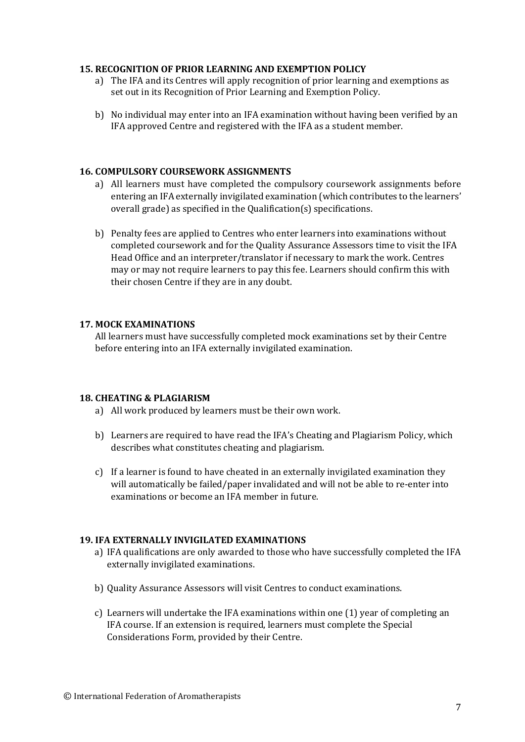**15. RECOGNITION OF PRIOR LEARNING AND EXEMPTION POLICY**

a) The IFA and its Centres will apply recognition of prior learning and exemptions as set out in its Recognition of Prior Learning and Exemption Policy.

b) No individual may enter into an IFA examination without having been verified by an IFA approved Centre and registered with the IFA as a student member.

**16. COMPULSORY COURSEWORK ASSIGNMENTS**

a) All learners must have completed the compulsory coursework assignments before entering an IFA externally invigilated examination (which contributes to the learners' overall grade) as specified in the Qualification(s) specifications.

b) Penalty fees are applied to Centres who enter learners into examinations without completed coursework and for the Quality Assurance Assessors time to visit the IFA Head Office and an interpreter/translator if necessary to mark the work. Centres may or may not require learners to pay this fee. Learners should confirm this with their chosen Centre if they are in any doubt.

**17. MOCK EXAMINATIONS**

All learners must have successfully completed mock examinations set by their Centre before entering into an IFA externally invigilated examination.

**18. CHEATING & PLAGIARISM**

a) All work produced by learners must be their own work.

b) Learners are required to have read the IFA's Cheating and Plagiarism Policy, which describes what constitutes cheating and plagiarism.

c) If a learner is found to have cheated in an externally invigilated examination they will automatically be failed/paper invalidated and will not be able to re-enter into examinations or become an IFA member in future.

**19. IFA EXTERNALLY INVIGILATED EXAMINATIONS**

a) IFA qualifications are only awarded to those who have successfully completed the IFA externally invigilated examinations.

b) Quality Assurance Assessors will visit Centres to conduct examinations.

c) Learners will undertake the IFA examinations within one (1) year of completing an IFA course. If an extension is required, learners must complete the Special Considerations Form, provided by their Centre.

© International Federation of Aromatherapists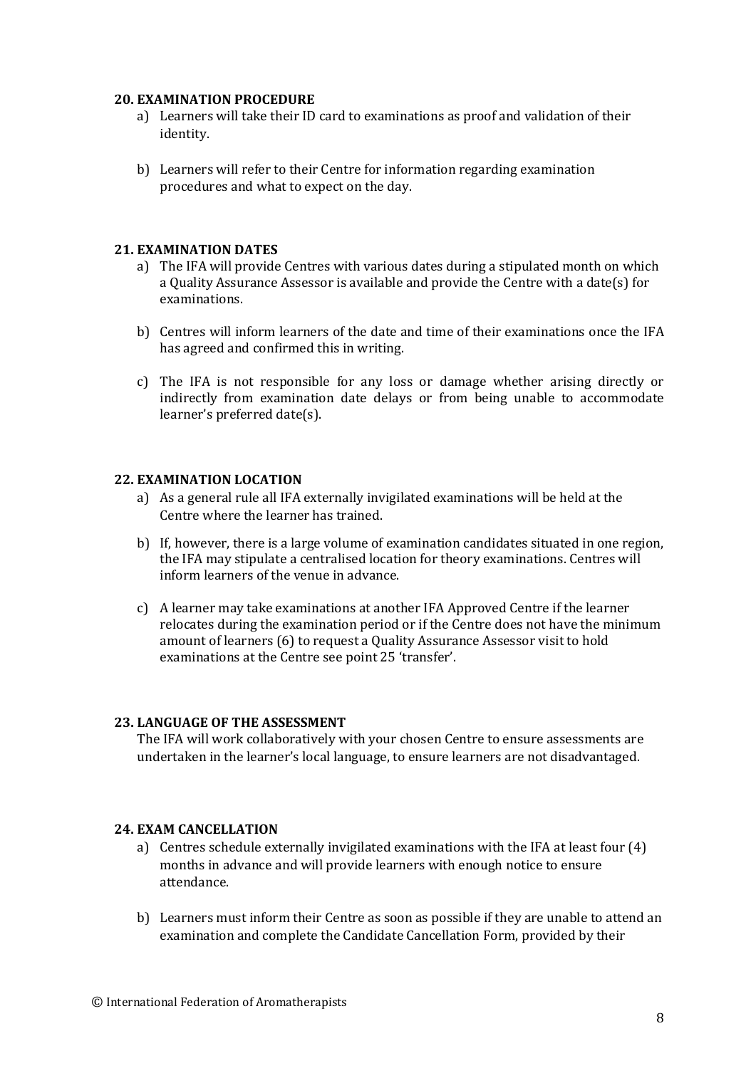## 20. EXAMINATION PROCEDURE

a) Learners will take their ID card to examinations as proof and validation of their identity.

b) Learners will refer to their Centre for information regarding examination procedures and what to expect on the day.

## 21. EXAMINATION DATES

a) The IFA will provide Centres with various dates during a stipulated month on which a Quality Assurance Assessor is available and provide the Centre with a date(s) for examinations.

b) Centres will inform learners of the date and time of their examinations once the IFA has agreed and confirmed this in writing.

c) The IFA is not responsible for any loss or damage whether arising directly or indirectly from examination date delays or from being unable to accommodate learner's preferred date(s).

## 22. EXAMINATION LOCATION

a) As a general rule all IFA externally invigilated examinations will be held at the Centre where the learner has trained.

b) If, however, there is a large volume of examination candidates situated in one region, the IFA may stipulate a centralised location for theory examinations. Centres will inform learners of the venue in advance.

c) A learner may take examinations at another IFA Approved Centre if the learner relocates during the examination period or if the Centre does not have the minimum amount of learners (6) to request a Quality Assurance Assessor visit to hold examinations at the Centre see point 25 'transfer'.

## 23. LANGUAGE OF THE ASSESSMENT

The IFA will work collaboratively with your chosen Centre to ensure assessments are undertaken in the learner's local language, to ensure learners are not disadvantaged.

## 24. EXAM CANCELLATION

a) Centres schedule externally invigilated examinations with the IFA at least four (4) months in advance and will provide learners with enough notice to ensure attendance.

b) Learners must inform their Centre as soon as possible if they are unable to attend an examination and complete the Candidate Cancellation Form, provided by their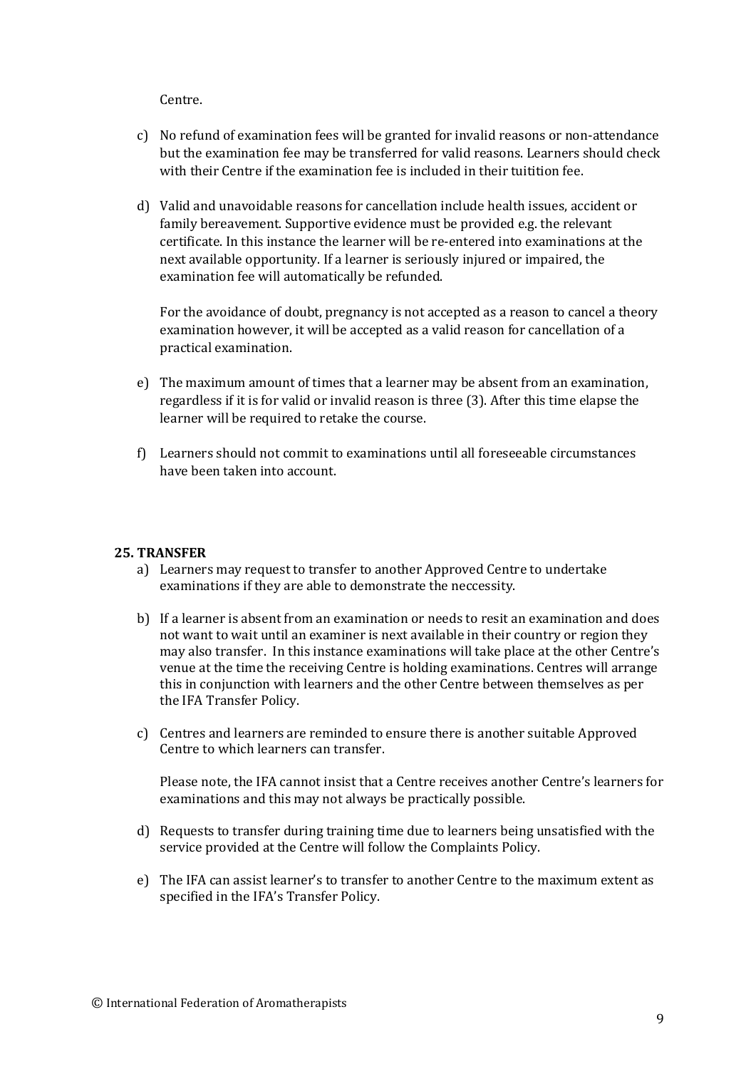Centre.

c) No refund of examination fees will be granted for invalid reasons or non-attendance but the examination fee may be transferred for valid reasons. Learners should check with their Centre if the examination fee is included in their tuitition fee.

d) Valid and unavoidable reasons for cancellation include health issues, accident or family bereavement. Supportive evidence must be provided e.g. the relevant certificate. In this instance the learner will be re-entered into examinations at the next available opportunity. If a learner is seriously injured or impaired, the examination fee will automatically be refunded.

   For the avoidance of doubt, pregnancy is not accepted as a reason to cancel a theory examination however, it will be accepted as a valid reason for cancellation of a practical examination.

e) The maximum amount of times that a learner may be absent from an examination, regardless if it is for valid or invalid reason is three (3). After this time elapse the learner will be required to retake the course.

f) Learners should not commit to examinations until all foreseeable circumstances have been taken into account.

**25. TRANSFER**

a) Learners may request to transfer to another Approved Centre to undertake examinations if they are able to demonstrate the neccessity.

b) If a learner is absent from an examination or needs to resit an examination and does not want to wait until an examiner is next available in their country or region they may also transfer. In this instance examinations will take place at the other Centre's venue at the time the receiving Centre is holding examinations. Centres will arrange this in conjunction with learners and the other Centre between themselves as per the IFA Transfer Policy.

c) Centres and learners are reminded to ensure there is another suitable Approved Centre to which learners can transfer.

   Please note, the IFA cannot insist that a Centre receives another Centre's learners for examinations and this may not always be practically possible.

d) Requests to transfer during training time due to learners being unsatisfied with the service provided at the Centre will follow the Complaints Policy.

e) The IFA can assist learner's to transfer to another Centre to the maximum extent as specified in the IFA's Transfer Policy.

© International Federation of Aromatherapists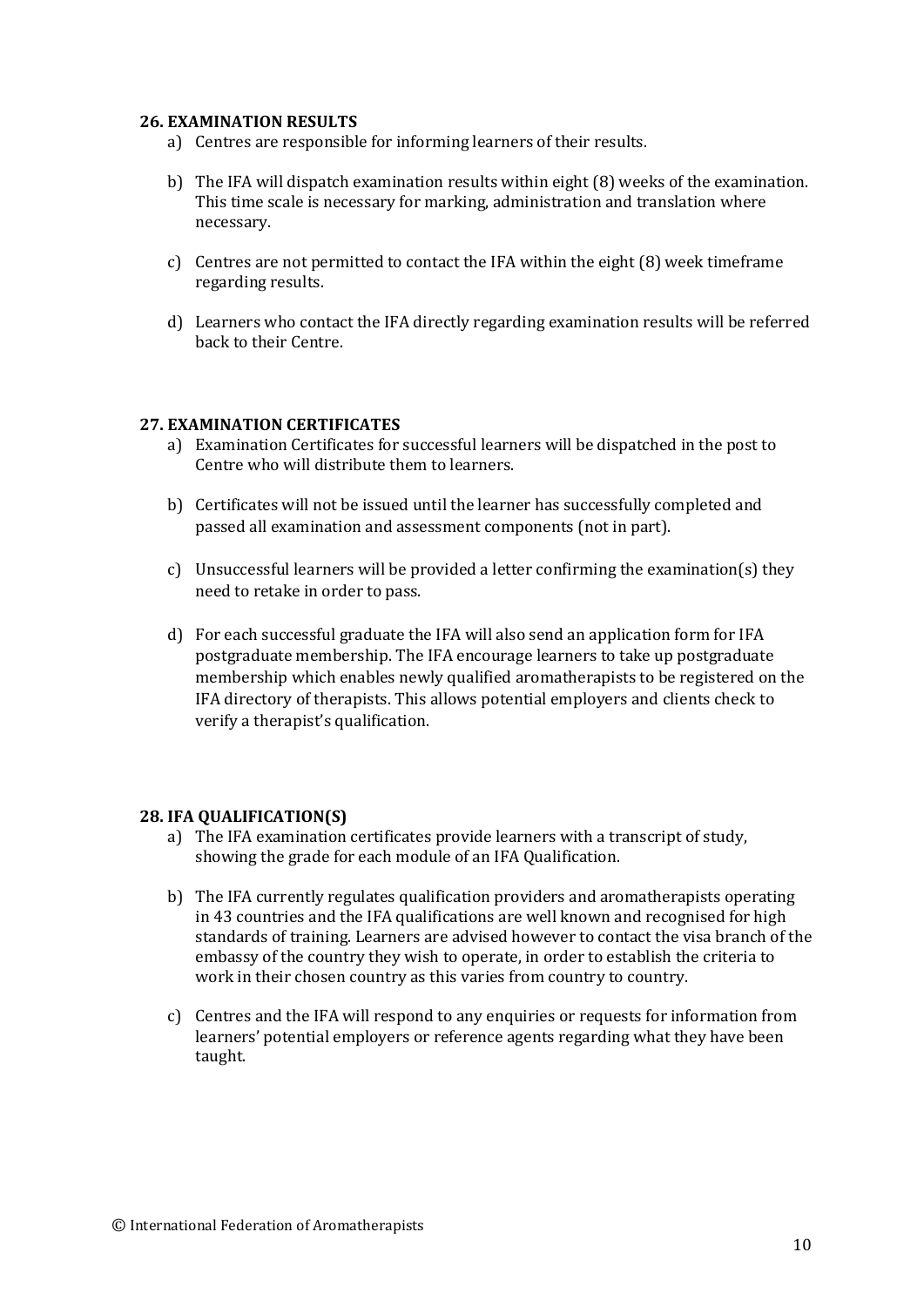**26. EXAMINATION RESULTS**

a) Centres are responsible for informing learners of their results.

b) The IFA will dispatch examination results within eight (8) weeks of the examination. This time scale is necessary for marking, administration and translation where necessary.

c) Centres are not permitted to contact the IFA within the eight (8) week timeframe regarding results.

d) Learners who contact the IFA directly regarding examination results will be referred back to their Centre.

**27. EXAMINATION CERTIFICATES**

a) Examination Certificates for successful learners will be dispatched in the post to Centre who will distribute them to learners.

b) Certificates will not be issued until the learner has successfully completed and passed all examination and assessment components (not in part).

c) Unsuccessful learners will be provided a letter confirming the examination(s) they need to retake in order to pass.

d) For each successful graduate the IFA will also send an application form for IFA postgraduate membership. The IFA encourage learners to take up postgraduate membership which enables newly qualified aromatherapists to be registered on the IFA directory of therapists. This allows potential employers and clients check to verify a therapist's qualification.

**28. IFA QUALIFICATION(S)**

a) The IFA examination certificates provide learners with a transcript of study, showing the grade for each module of an IFA Qualification.

b) The IFA currently regulates qualification providers and aromatherapists operating in 43 countries and the IFA qualifications are well known and recognised for high standards of training. Learners are advised however to contact the visa branch of the embassy of the country they wish to operate, in order to establish the criteria to work in their chosen country as this varies from country to country.

c) Centres and the IFA will respond to any enquiries or requests for information from learners' potential employers or reference agents regarding what they have been taught.

© International Federation of Aromatherapists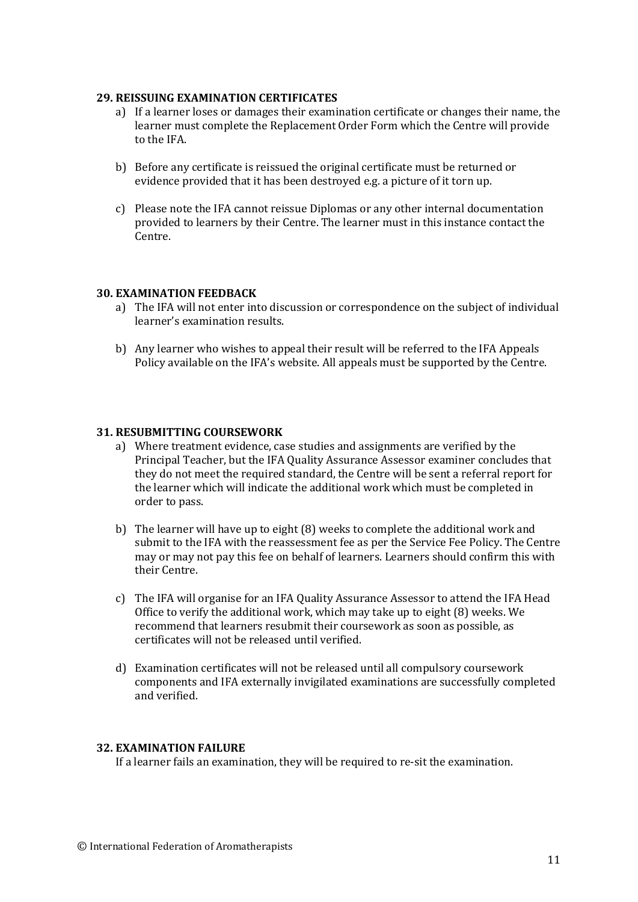**29. REISSUING EXAMINATION CERTIFICATES**

a) If a learner loses or damages their examination certificate or changes their name, the learner must complete the Replacement Order Form which the Centre will provide to the IFA.

b) Before any certificate is reissued the original certificate must be returned or evidence provided that it has been destroyed e.g. a picture of it torn up.

c) Please note the IFA cannot reissue Diplomas or any other internal documentation provided to learners by their Centre. The learner must in this instance contact the Centre.

**30. EXAMINATION FEEDBACK**

a) The IFA will not enter into discussion or correspondence on the subject of individual learner's examination results.

b) Any learner who wishes to appeal their result will be referred to the IFA Appeals Policy available on the IFA's website. All appeals must be supported by the Centre.

**31. RESUBMITTING COURSEWORK**

a) Where treatment evidence, case studies and assignments are verified by the Principal Teacher, but the IFA Quality Assurance Assessor examiner concludes that they do not meet the required standard, the Centre will be sent a referral report for the learner which will indicate the additional work which must be completed in order to pass.

b) The learner will have up to eight (8) weeks to complete the additional work and submit to the IFA with the reassessment fee as per the Service Fee Policy. The Centre may or may not pay this fee on behalf of learners. Learners should confirm this with their Centre.

c) The IFA will organise for an IFA Quality Assurance Assessor to attend the IFA Head Office to verify the additional work, which may take up to eight (8) weeks. We recommend that learners resubmit their coursework as soon as possible, as certificates will not be released until verified.

d) Examination certificates will not be released until all compulsory coursework components and IFA externally invigilated examinations are successfully completed and verified.

**32. EXAMINATION FAILURE**

If a learner fails an examination, they will be required to re-sit the examination.

© International Federation of Aromatherapists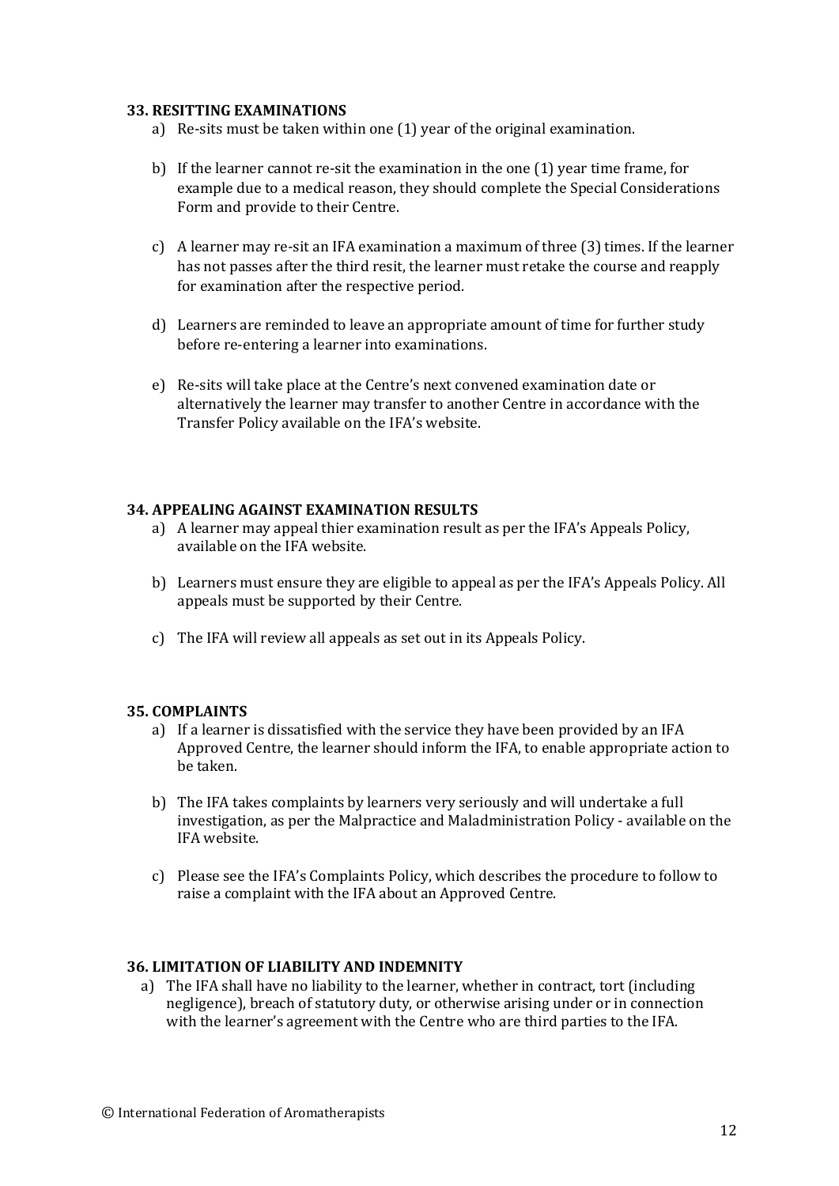### 33. RESITTING EXAMINATIONS

a) Re-sits must be taken within one (1) year of the original examination.

b) If the learner cannot re-sit the examination in the one (1) year time frame, for example due to a medical reason, they should complete the Special Considerations Form and provide to their Centre.

c) A learner may re-sit an IFA examination a maximum of three (3) times. If the learner has not passes after the third resit, the learner must retake the course and reapply for examination after the respective period.

d) Learners are reminded to leave an appropriate amount of time for further study before re-entering a learner into examinations.

e) Re-sits will take place at the Centre's next convened examination date or alternatively the learner may transfer to another Centre in accordance with the Transfer Policy available on the IFA's website.

### 34. APPEALING AGAINST EXAMINATION RESULTS

a) A learner may appeal thier examination result as per the IFA's Appeals Policy, available on the IFA website.

b) Learners must ensure they are eligible to appeal as per the IFA's Appeals Policy. All appeals must be supported by their Centre.

c) The IFA will review all appeals as set out in its Appeals Policy.

### 35. COMPLAINTS

a) If a learner is dissatisfied with the service they have been provided by an IFA Approved Centre, the learner should inform the IFA, to enable appropriate action to be taken.

b) The IFA takes complaints by learners very seriously and will undertake a full investigation, as per the Malpractice and Maladministration Policy - available on the IFA website.

c) Please see the IFA's Complaints Policy, which describes the procedure to follow to raise a complaint with the IFA about an Approved Centre.

### 36. LIMITATION OF LIABILITY AND INDEMNITY

a) The IFA shall have no liability to the learner, whether in contract, tort (including negligence), breach of statutory duty, or otherwise arising under or in connection with the learner's agreement with the Centre who are third parties to the IFA.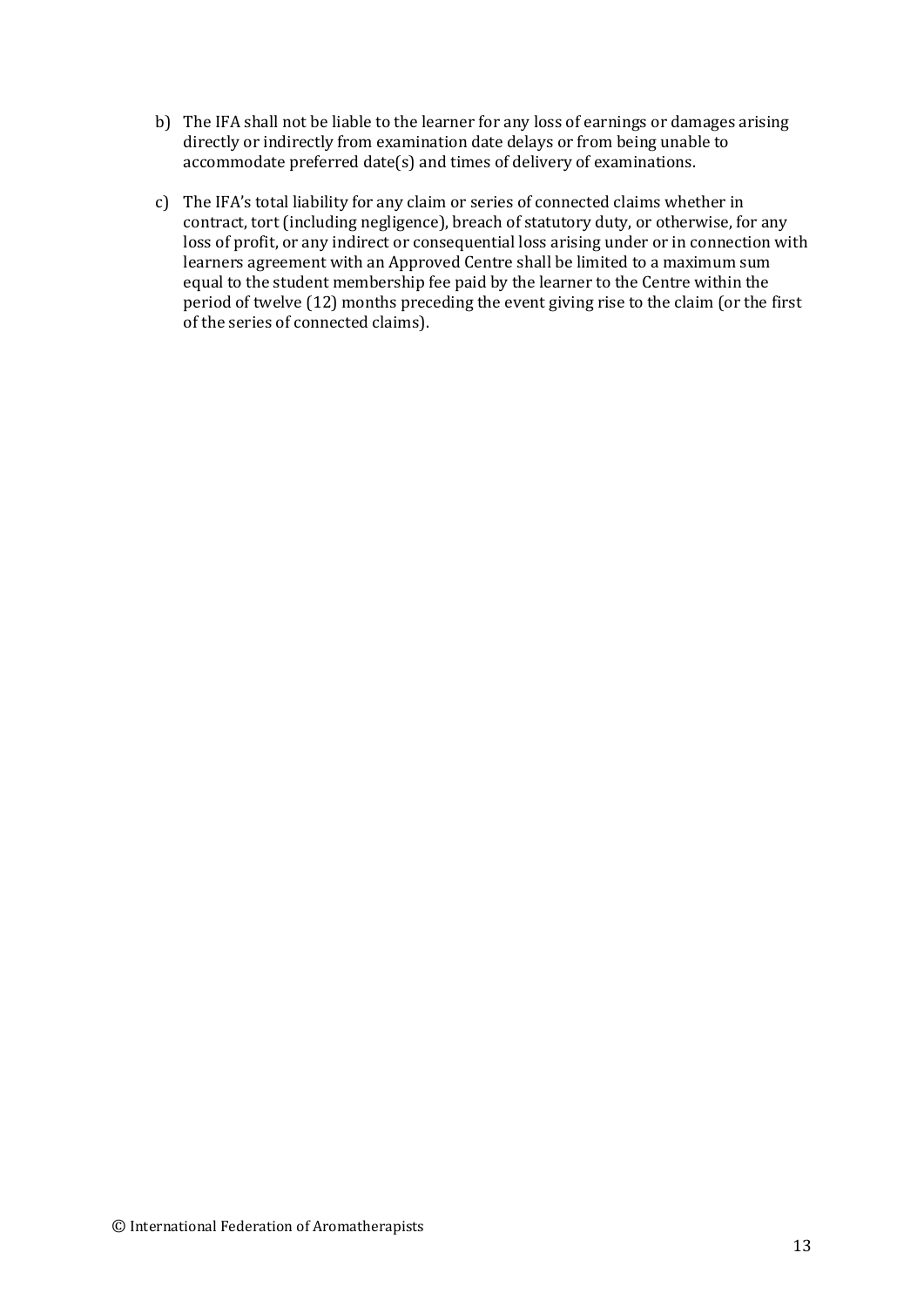b) The IFA shall not be liable to the learner for any loss of earnings or damages arising directly or indirectly from examination date delays or from being unable to accommodate preferred date(s) and times of delivery of examinations.

c) The IFA's total liability for any claim or series of connected claims whether in contract, tort (including negligence), breach of statutory duty, or otherwise, for any loss of profit, or any indirect or consequential loss arising under or in connection with learners agreement with an Approved Centre shall be limited to a maximum sum equal to the student membership fee paid by the learner to the Centre within the period of twelve (12) months preceding the event giving rise to the claim (or the first of the series of connected claims).